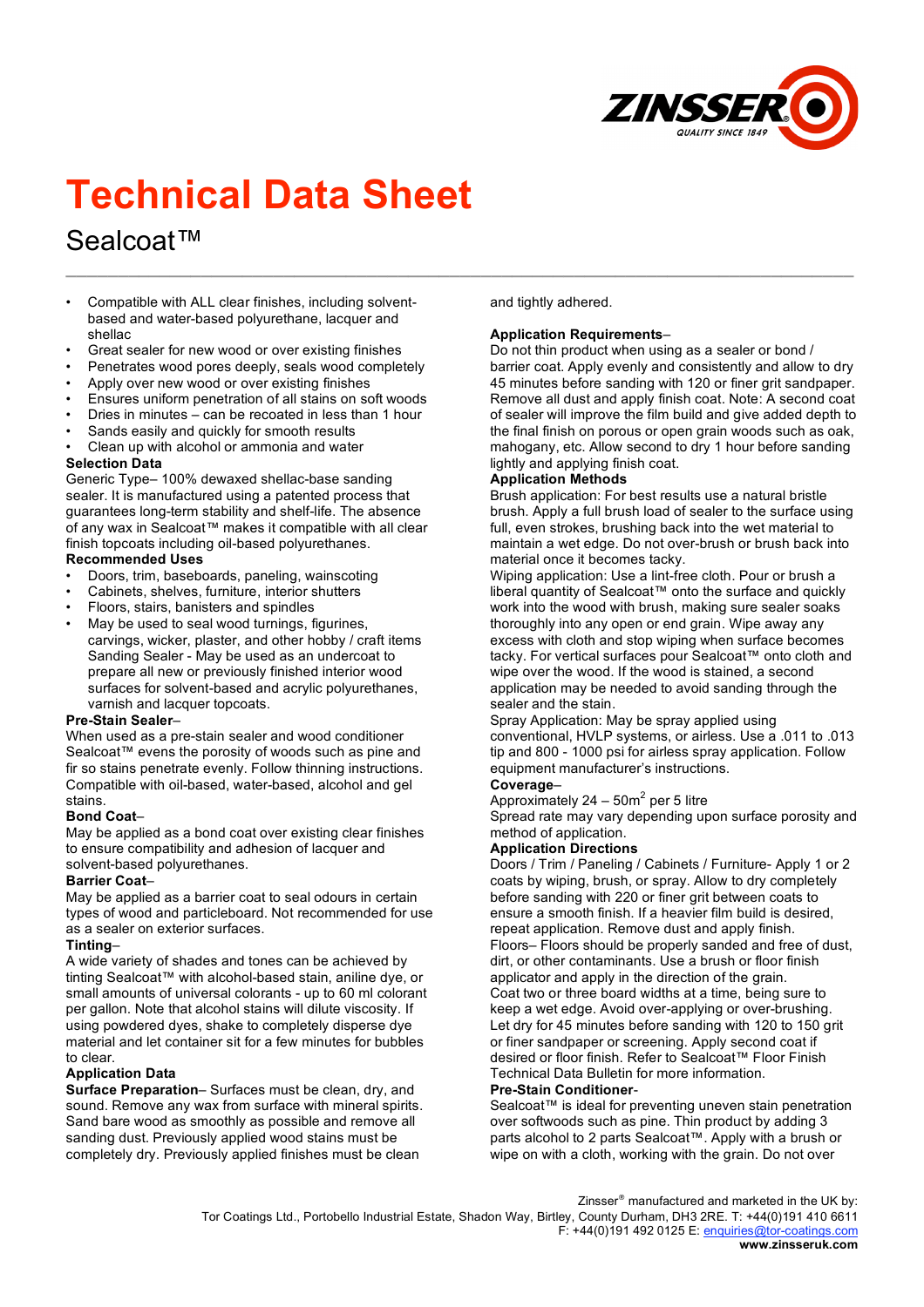# Technical Data Sheet

## Sealcoat™

- Compatible with ALL clear finishes, including solvent-based and water-based polyurethane, lacquer and shellac
- Great sealer for new wood or over existing finishes
- Penetrates wood pores deeply, seals wood completely
- Apply over new wood or over existing finishes
- Ensures uniform penetration of all stains on soft woods
- Dries in minutes – can be recoated in less than 1 hour
- Sands easily and quickly for smooth results
- Clean up with alcohol or ammonia and water

**Selection Data**

Generic Type– 100% dewaxed shellac-base sanding sealer. It is manufactured using a patented process that guarantees long-term stability and shelf-life. The absence of any wax in Sealcoat™ makes it compatible with all clear finish topcoats including oil-based polyurethanes.

**Recommended Uses**

- Doors, trim, baseboards, paneling, wainscoting
- Cabinets, shelves, furniture, interior shutters
- Floors, stairs, banisters and spindles
- May be used to seal wood turnings, figurines, carvings, wicker, plaster, and other hobby / craft items

Sanding Sealer - May be used as an undercoat to prepare all new or previously finished interior wood surfaces for solvent-based and acrylic polyurethanes, varnish and lacquer topcoats.

**Pre-Stain Sealer**–

When used as a pre-stain sealer and wood conditioner Sealcoat™ evens the porosity of woods such as pine and fir so stains penetrate evenly. Follow thinning instructions. Compatible with oil-based, water-based, alcohol and gel stains.

**Bond Coat**–

May be applied as a bond coat over existing clear finishes to ensure compatibility and adhesion of lacquer and solvent-based polyurethanes.

**Barrier Coat**–

May be applied as a barrier coat to seal odours in certain types of wood and particleboard. Not recommended for use as a sealer on exterior surfaces.

**Tinting**–

A wide variety of shades and tones can be achieved by tinting Sealcoat™ with alcohol-based stain, aniline dye, or small amounts of universal colorants - up to 60 ml colorant per gallon. Note that alcohol stains will dilute viscosity. If using powdered dyes, shake to completely disperse dye material and let container sit for a few minutes for bubbles to clear.

**Application Data**

**Surface Preparation**– Surfaces must be clean, dry, and sound. Remove any wax from surface with mineral spirits. Sand bare wood as smoothly as possible and remove all sanding dust. Previously applied wood stains must be completely dry. Previously applied finishes must be clean and tightly adhered.

**Application Requirements**–

Do not thin product when using as a sealer or bond / barrier coat. Apply evenly and consistently and allow to dry 45 minutes before sanding with 120 or finer grit sandpaper. Remove all dust and apply finish coat. Note: A second coat of sealer will improve the film build and give added depth to the final finish on porous or open grain woods such as oak, mahogany, etc. Allow second to dry 1 hour before sanding lightly and applying finish coat.

**Application Methods**

Brush application: For best results use a natural bristle brush. Apply a full brush load of sealer to the surface using full, even strokes, brushing back into the wet material to maintain a wet edge. Do not over-brush or brush back into material once it becomes tacky.

Wiping application: Use a lint-free cloth. Pour or brush a liberal quantity of Sealcoat™ onto the surface and quickly work into the wood with brush, making sure sealer soaks thoroughly into any open or end grain. Wipe away any excess with cloth and stop wiping when surface becomes tacky. For vertical surfaces pour Sealcoat™ onto cloth and wipe over the wood. If the wood is stained, a second application may be needed to avoid sanding through the sealer and the stain.

Spray Application: May be spray applied using conventional, HVLP systems, or airless. Use a .011 to .013 tip and 800 - 1000 psi for airless spray application. Follow equipment manufacturer's instructions.

**Coverage**–

Approximately 24 – 50m$^2$ per 5 litre

Spread rate may vary depending upon surface porosity and method of application.

**Application Directions**

Doors / Trim / Paneling / Cabinets / Furniture- Apply 1 or 2 coats by wiping, brush, or spray. Allow to dry completely before sanding with 220 or finer grit between coats to ensure a smooth finish. If a heavier film build is desired, repeat application. Remove dust and apply finish.

Floors– Floors should be properly sanded and free of dust, dirt, or other contaminants. Use a brush or floor finish applicator and apply in the direction of the grain.

Coat two or three board widths at a time, being sure to keep a wet edge. Avoid over-applying or over-brushing. Let dry for 45 minutes before sanding with 120 to 150 grit or finer sandpaper or screening. Apply second coat if desired or floor finish. Refer to Sealcoat™ Floor Finish Technical Data Bulletin for more information.

**Pre-Stain Conditioner**-

Sealcoat™ is ideal for preventing uneven stain penetration over softwoods such as pine. Thin product by adding 3 parts alcohol to 2 parts Sealcoat™. Apply with a brush or wipe on with a cloth, working with the grain. Do not over

Zinsser® manufactured and marketed in the UK by:
Tor Coatings Ltd., Portobello Industrial Estate, Shadon Way, Birtley, County Durham, DH3 2RE. T: +44(0)191 410 6611
F: +44(0)191 492 0125 E: enquiries@tor-coatings.com
**www.zinsseruk.com**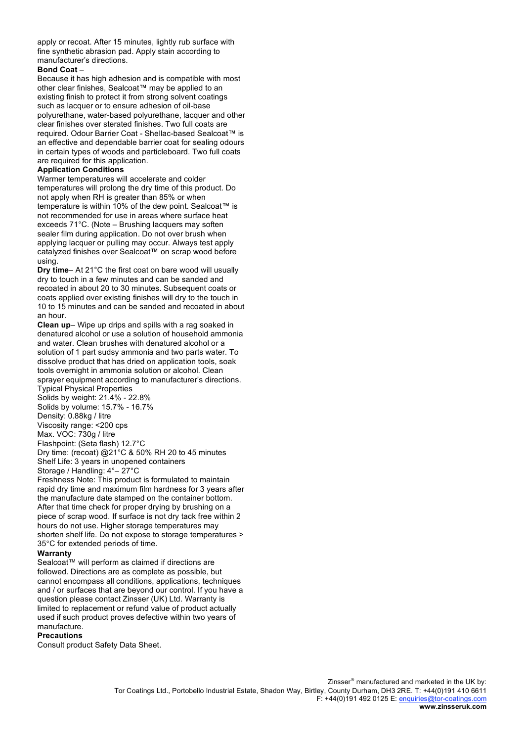apply or recoat. After 15 minutes, lightly rub surface with fine synthetic abrasion pad. Apply stain according to manufacturer's directions.

**Bond Coat** –

Because it has high adhesion and is compatible with most other clear finishes, Sealcoat™ may be applied to an existing finish to protect it from strong solvent coatings such as lacquer or to ensure adhesion of oil-base polyurethane, water-based polyurethane, lacquer and other clear finishes over sterated finishes. Two full coats are required. Odour Barrier Coat - Shellac-based Sealcoat™ is an effective and dependable barrier coat for sealing odours in certain types of woods and particleboard. Two full coats are required for this application.

**Application Conditions**

Warmer temperatures will accelerate and colder temperatures will prolong the dry time of this product. Do not apply when RH is greater than 85% or when temperature is within 10% of the dew point. Sealcoat™ is not recommended for use in areas where surface heat exceeds 71°C. (Note – Brushing lacquers may soften sealer film during application. Do not over brush when applying lacquer or pulling may occur. Always test apply catalyzed finishes over Sealcoat™ on scrap wood before using.

**Dry time**– At 21°C the first coat on bare wood will usually dry to touch in a few minutes and can be sanded and recoated in about 20 to 30 minutes. Subsequent coats or coats applied over existing finishes will dry to the touch in 10 to 15 minutes and can be sanded and recoated in about an hour.

**Clean up**– Wipe up drips and spills with a rag soaked in denatured alcohol or use a solution of household ammonia and water. Clean brushes with denatured alcohol or a solution of 1 part sudsy ammonia and two parts water. To dissolve product that has dried on application tools, soak tools overnight in ammonia solution or alcohol. Clean sprayer equipment according to manufacturer's directions.

Typical Physical Properties

Solids by weight: 21.4% - 22.8%

Solids by volume: 15.7% - 16.7%

Density: 0.88kg / litre

Viscosity range: <200 cps

Max. VOC: 730g / litre

Flashpoint: (Seta flash) 12.7°C

Dry time: (recoat) @21°C & 50% RH 20 to 45 minutes

Shelf Life: 3 years in unopened containers

Storage / Handling: 4°– 27°C

Freshness Note: This product is formulated to maintain rapid dry time and maximum film hardness for 3 years after the manufacture date stamped on the container bottom. After that time check for proper drying by brushing on a piece of scrap wood. If surface is not dry tack free within 2 hours do not use. Higher storage temperatures may shorten shelf life. Do not expose to storage temperatures > 35°C for extended periods of time.

**Warranty**

Sealcoat™ will perform as claimed if directions are followed. Directions are as complete as possible, but cannot encompass all conditions, applications, techniques and / or surfaces that are beyond our control. If you have a question please contact Zinsser (UK) Ltd. Warranty is limited to replacement or refund value of product actually used if such product proves defective within two years of manufacture.

**Precautions**

Consult product Safety Data Sheet.

Zinsser® manufactured and marketed in the UK by:
Tor Coatings Ltd., Portobello Industrial Estate, Shadon Way, Birtley, County Durham, DH3 2RE. T: +44(0)191 410 6611
F: +44(0)191 492 0125 E: enquiries@tor-coatings.com
**www.zinsseruk.com**